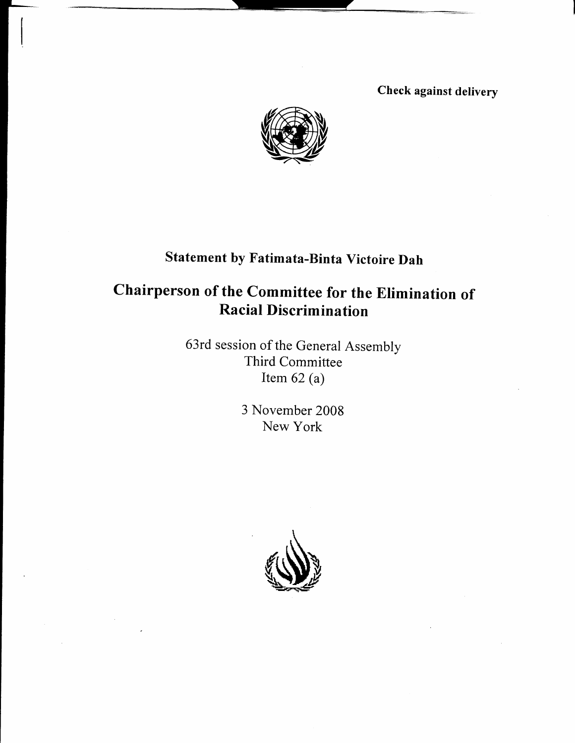**Check against delivery**

## Statement by Fatimata-Binta Victoire Dah

# Chairperson of the Committee for the Elimination of Racial Discrimination

63rd session of the General Assembly
Third Committee
Item 62 (a)

3 November 2008
New York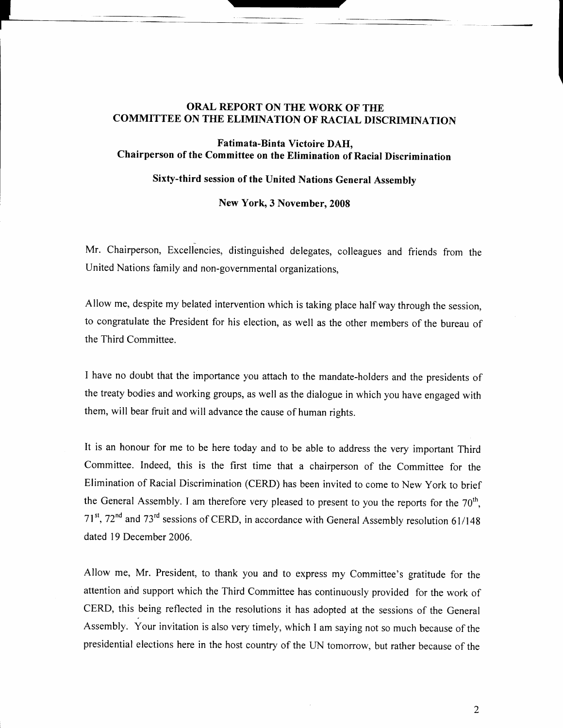## ORAL REPORT ON THE WORK OF THE COMMITTEE ON THE ELIMINATION OF RACIAL DISCRIMINATION

### Fatimata-Binta Victoire DAH, Chairperson of the Committee on the Elimination of Racial Discrimination

### Sixty-third session of the United Nations General Assembly

### New York, 3 November, 2008

Mr. Chairperson, Excellencies, distinguished delegates, colleagues and friends from the United Nations family and non-governmental organizations,

Allow me, despite my belated intervention which is taking place half way through the session, to congratulate the President for his election, as well as the other members of the bureau of the Third Committee.

I have no doubt that the importance you attach to the mandate-holders and the presidents of the treaty bodies and working groups, as well as the dialogue in which you have engaged with them, will bear fruit and will advance the cause of human rights.

It is an honour for me to be here today and to be able to address the very important Third Committee. Indeed, this is the first time that a chairperson of the Committee for the Elimination of Racial Discrimination (CERD) has been invited to come to New York to brief the General Assembly. I am therefore very pleased to present to you the reports for the 70th, 71st, 72nd and 73rd sessions of CERD, in accordance with General Assembly resolution 61/148 dated 19 December 2006.

Allow me, Mr. President, to thank you and to express my Committee's gratitude for the attention and support which the Third Committee has continuously provided for the work of CERD, this being reflected in the resolutions it has adopted at the sessions of the General Assembly. Your invitation is also very timely, which I am saying not so much because of the presidential elections here in the host country of the UN tomorrow, but rather because of the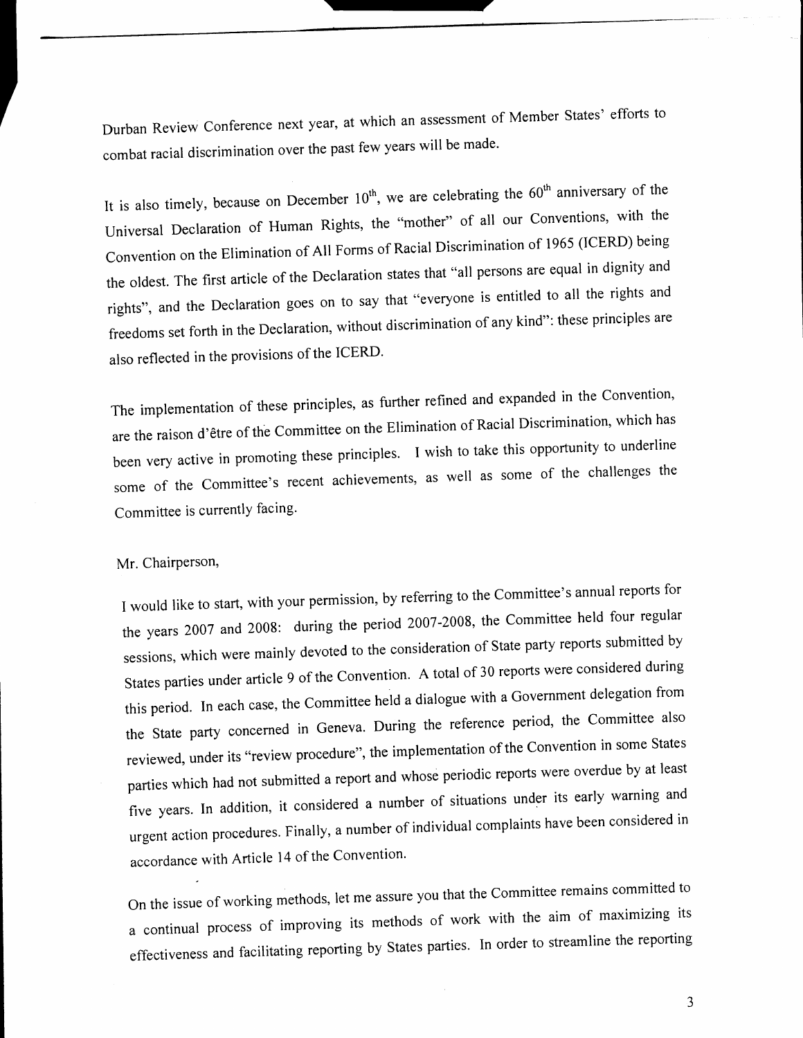Durban Review Conference next year, at which an assessment of Member States' efforts to combat racial discrimination over the past few years will be made.

It is also timely, because on December 10th, we are celebrating the 60th anniversary of the Universal Declaration of Human Rights, the "mother" of all our Conventions, with the Convention on the Elimination of All Forms of Racial Discrimination of 1965 (ICERD) being the oldest. The first article of the Declaration states that "all persons are equal in dignity and rights", and the Declaration goes on to say that "everyone is entitled to all the rights and freedoms set forth in the Declaration, without discrimination of any kind": these principles are also reflected in the provisions of the ICERD.

The implementation of these principles, as further refined and expanded in the Convention, are the raison d'être of the Committee on the Elimination of Racial Discrimination, which has been very active in promoting these principles. I wish to take this opportunity to underline some of the Committee's recent achievements, as well as some of the challenges the Committee is currently facing.

Mr. Chairperson,

I would like to start, with your permission, by referring to the Committee's annual reports for the years 2007 and 2008: during the period 2007-2008, the Committee held four regular sessions, which were mainly devoted to the consideration of State party reports submitted by States parties under article 9 of the Convention. A total of 30 reports were considered during this period. In each case, the Committee held a dialogue with a Government delegation from the State party concerned in Geneva. During the reference period, the Committee also reviewed, under its "review procedure", the implementation of the Convention in some States parties which had not submitted a report and whose periodic reports were overdue by at least five years. In addition, it considered a number of situations under its early warning and urgent action procedures. Finally, a number of individual complaints have been considered in accordance with Article 14 of the Convention.

On the issue of working methods, let me assure you that the Committee remains committed to a continual process of improving its methods of work with the aim of maximizing its effectiveness and facilitating reporting by States parties. In order to streamline the reporting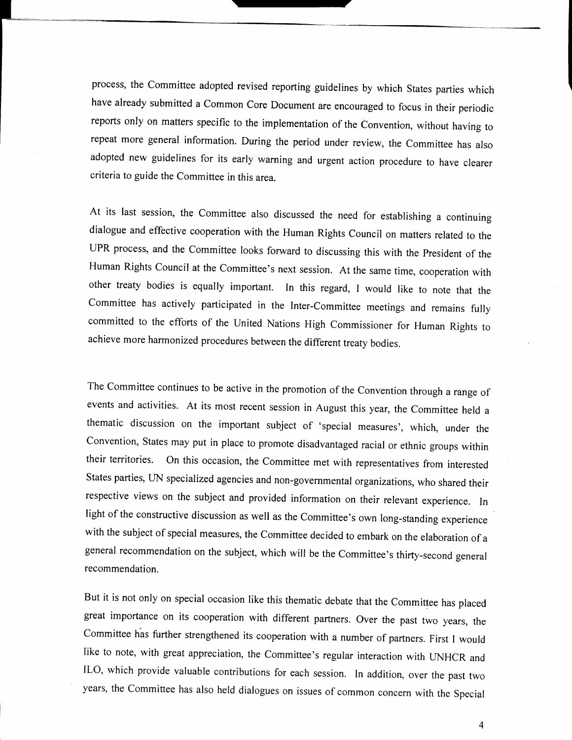process, the Committee adopted revised reporting guidelines by which States parties which have already submitted a Common Core Document are encouraged to focus in their periodic reports only on matters specific to the implementation of the Convention, without having to repeat more general information. During the period under review, the Committee has also adopted new guidelines for its early warning and urgent action procedure to have clearer criteria to guide the Committee in this area.

At its last session, the Committee also discussed the need for establishing a continuing dialogue and effective cooperation with the Human Rights Council on matters related to the UPR process, and the Committee looks forward to discussing this with the President of the Human Rights Council at the Committee's next session. At the same time, cooperation with other treaty bodies is equally important. In this regard, I would like to note that the Committee has actively participated in the Inter-Committee meetings and remains fully committed to the efforts of the United Nations High Commissioner for Human Rights to achieve more harmonized procedures between the different treaty bodies.

The Committee continues to be active in the promotion of the Convention through a range of events and activities. At its most recent session in August this year, the Committee held a thematic discussion on the important subject of 'special measures', which, under the Convention, States may put in place to promote disadvantaged racial or ethnic groups within their territories. On this occasion, the Committee met with representatives from interested States parties, UN specialized agencies and non-governmental organizations, who shared their respective views on the subject and provided information on their relevant experience. In light of the constructive discussion as well as the Committee's own long-standing experience with the subject of special measures, the Committee decided to embark on the elaboration of a general recommendation on the subject, which will be the Committee's thirty-second general recommendation.

But it is not only on special occasion like this thematic debate that the Committee has placed great importance on its cooperation with different partners. Over the past two years, the Committee has further strengthened its cooperation with a number of partners. First I would like to note, with great appreciation, the Committee's regular interaction with UNHCR and ILO, which provide valuable contributions for each session. In addition, over the past two years, the Committee has also held dialogues on issues of common concern with the Special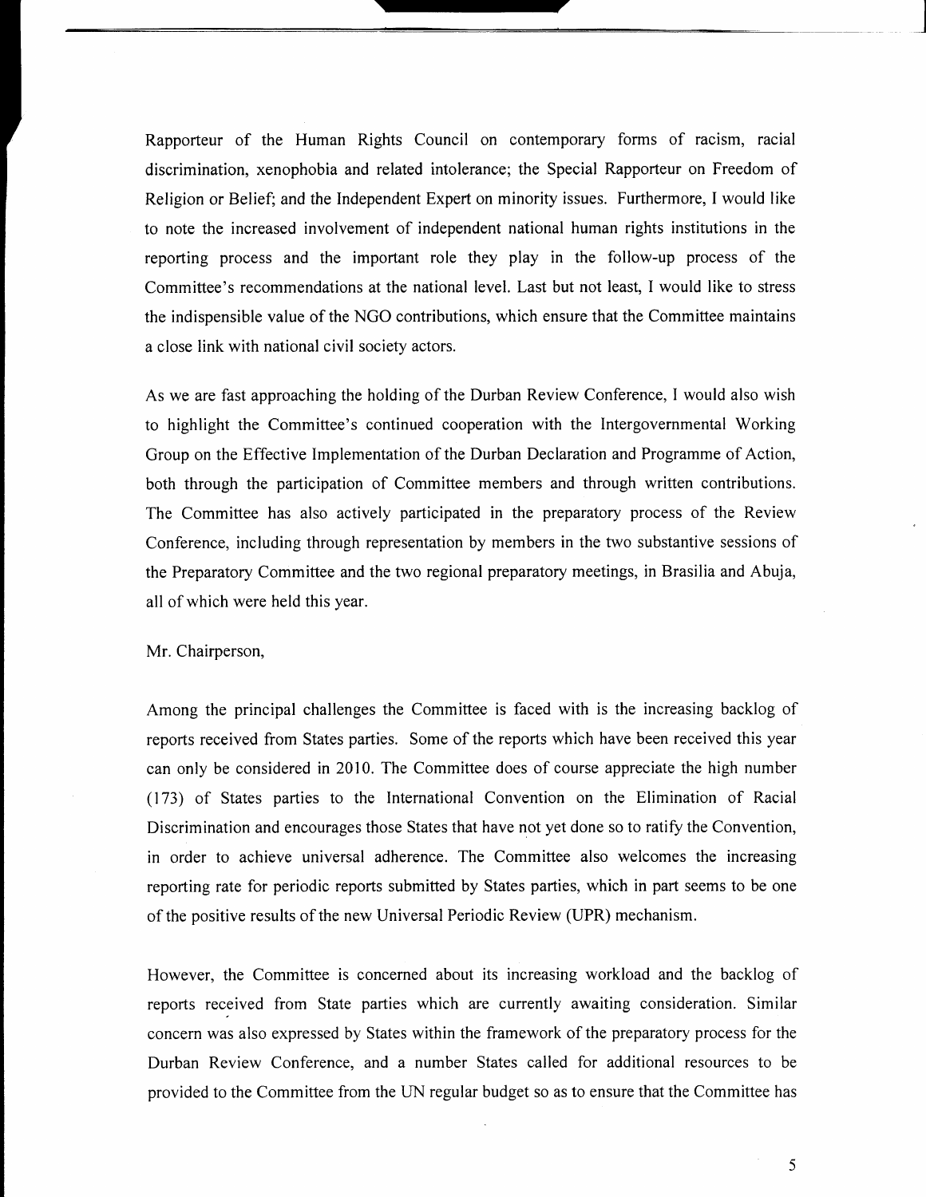Rapporteur of the Human Rights Council on contemporary forms of racism, racial discrimination, xenophobia and related intolerance; the Special Rapporteur on Freedom of Religion or Belief; and the Independent Expert on minority issues. Furthermore, I would like to note the increased involvement of independent national human rights institutions in the reporting process and the important role they play in the follow-up process of the Committee's recommendations at the national level. Last but not least, I would like to stress the indispensible value of the NGO contributions, which ensure that the Committee maintains a close link with national civil society actors.

As we are fast approaching the holding of the Durban Review Conference, I would also wish to highlight the Committee's continued cooperation with the Intergovernmental Working Group on the Effective Implementation of the Durban Declaration and Programme of Action, both through the participation of Committee members and through written contributions. The Committee has also actively participated in the preparatory process of the Review Conference, including through representation by members in the two substantive sessions of the Preparatory Committee and the two regional preparatory meetings, in Brasilia and Abuja, all of which were held this year.

Mr. Chairperson,

Among the principal challenges the Committee is faced with is the increasing backlog of reports received from States parties. Some of the reports which have been received this year can only be considered in 2010. The Committee does of course appreciate the high number (173) of States parties to the International Convention on the Elimination of Racial Discrimination and encourages those States that have not yet done so to ratify the Convention, in order to achieve universal adherence. The Committee also welcomes the increasing reporting rate for periodic reports submitted by States parties, which in part seems to be one of the positive results of the new Universal Periodic Review (UPR) mechanism.

However, the Committee is concerned about its increasing workload and the backlog of reports received from State parties which are currently awaiting consideration. Similar concern was also expressed by States within the framework of the preparatory process for the Durban Review Conference, and a number States called for additional resources to be provided to the Committee from the UN regular budget so as to ensure that the Committee has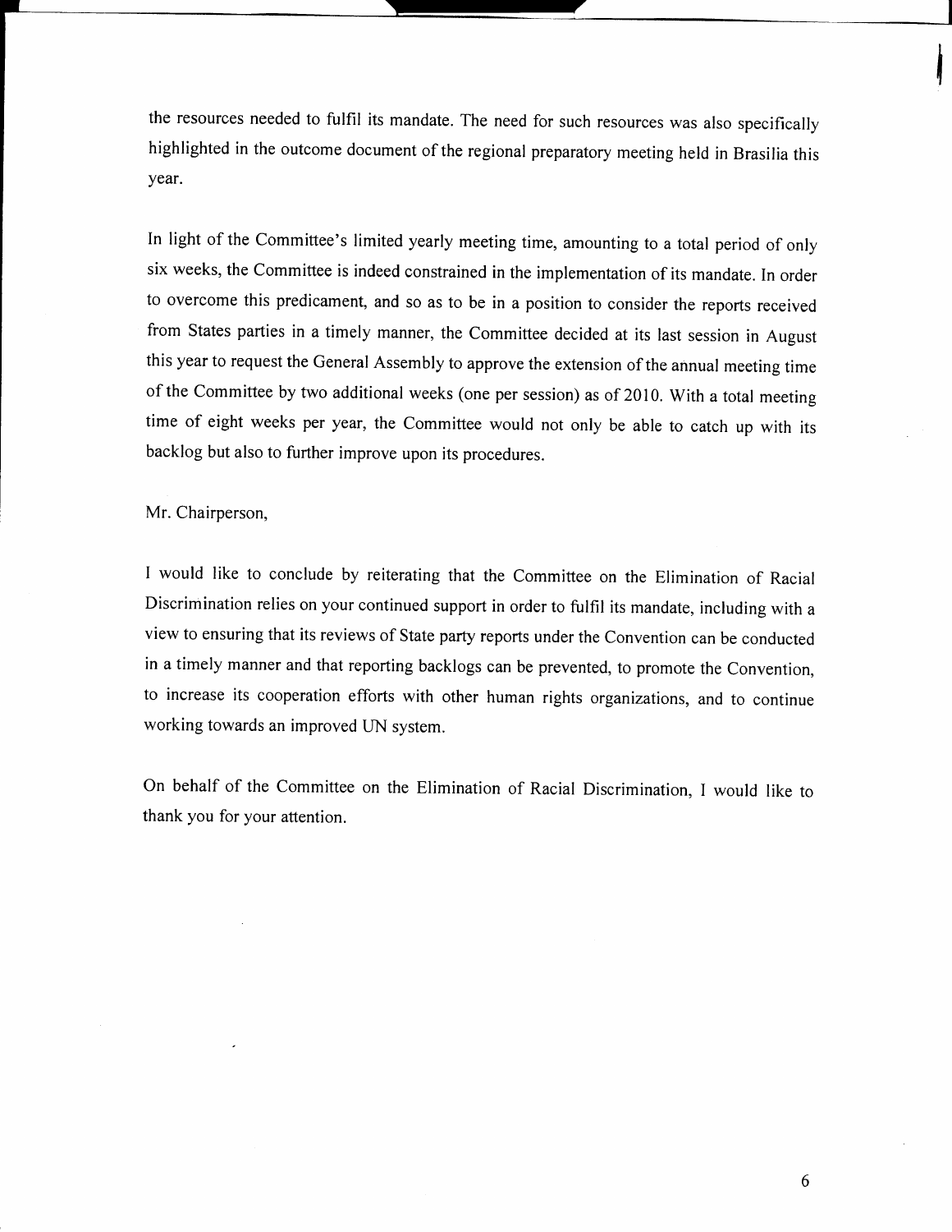the resources needed to fulfil its mandate. The need for such resources was also specifically highlighted in the outcome document of the regional preparatory meeting held in Brasilia this year.

In light of the Committee's limited yearly meeting time, amounting to a total period of only six weeks, the Committee is indeed constrained in the implementation of its mandate. In order to overcome this predicament, and so as to be in a position to consider the reports received from States parties in a timely manner, the Committee decided at its last session in August this year to request the General Assembly to approve the extension of the annual meeting time of the Committee by two additional weeks (one per session) as of 2010. With a total meeting time of eight weeks per year, the Committee would not only be able to catch up with its backlog but also to further improve upon its procedures.

Mr. Chairperson,

I would like to conclude by reiterating that the Committee on the Elimination of Racial Discrimination relies on your continued support in order to fulfil its mandate, including with a view to ensuring that its reviews of State party reports under the Convention can be conducted in a timely manner and that reporting backlogs can be prevented, to promote the Convention, to increase its cooperation efforts with other human rights organizations, and to continue working towards an improved UN system.

On behalf of the Committee on the Elimination of Racial Discrimination, I would like to thank you for your attention.